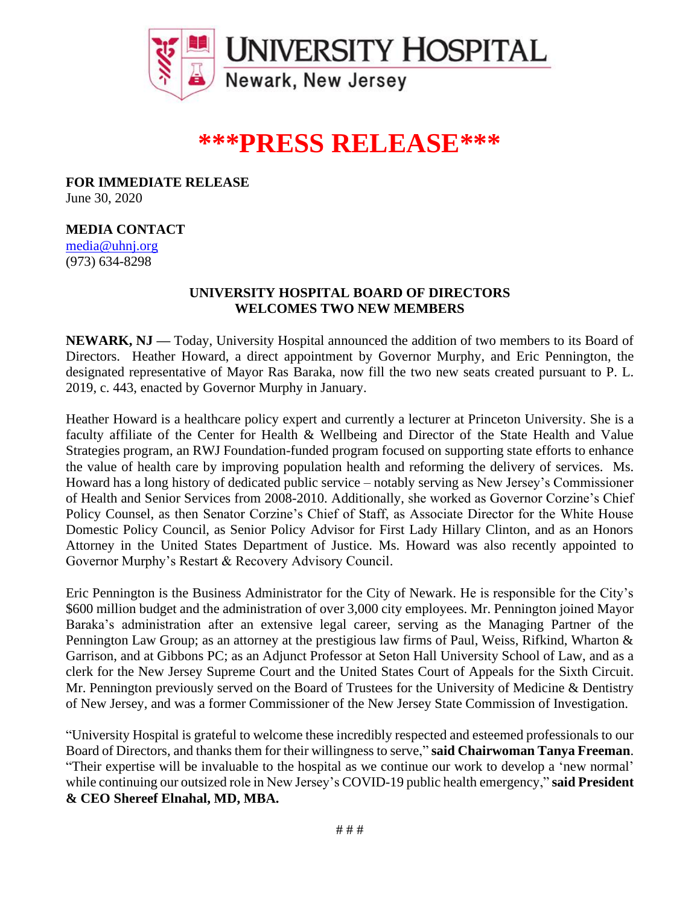UNIVERSITY HOSPITAL
Newark, New Jersey

# ***PRESS RELEASE***

**FOR IMMEDIATE RELEASE**
June 30, 2020

**MEDIA CONTACT**
media@uhnj.org
(973) 634-8298

**UNIVERSITY HOSPITAL BOARD OF DIRECTORS WELCOMES TWO NEW MEMBERS**

**NEWARK, NJ —** Today, University Hospital announced the addition of two members to its Board of Directors. Heather Howard, a direct appointment by Governor Murphy, and Eric Pennington, the designated representative of Mayor Ras Baraka, now fill the two new seats created pursuant to P. L. 2019, c. 443, enacted by Governor Murphy in January.

Heather Howard is a healthcare policy expert and currently a lecturer at Princeton University. She is a faculty affiliate of the Center for Health & Wellbeing and Director of the State Health and Value Strategies program, an RWJ Foundation-funded program focused on supporting state efforts to enhance the value of health care by improving population health and reforming the delivery of services. Ms. Howard has a long history of dedicated public service – notably serving as New Jersey's Commissioner of Health and Senior Services from 2008-2010. Additionally, she worked as Governor Corzine's Chief Policy Counsel, as then Senator Corzine's Chief of Staff, as Associate Director for the White House Domestic Policy Council, as Senior Policy Advisor for First Lady Hillary Clinton, and as an Honors Attorney in the United States Department of Justice. Ms. Howard was also recently appointed to Governor Murphy's Restart & Recovery Advisory Council.

Eric Pennington is the Business Administrator for the City of Newark. He is responsible for the City's $600 million budget and the administration of over 3,000 city employees. Mr. Pennington joined Mayor Baraka's administration after an extensive legal career, serving as the Managing Partner of the Pennington Law Group; as an attorney at the prestigious law firms of Paul, Weiss, Rifkind, Wharton & Garrison, and at Gibbons PC; as an Adjunct Professor at Seton Hall University School of Law, and as a clerk for the New Jersey Supreme Court and the United States Court of Appeals for the Sixth Circuit. Mr. Pennington previously served on the Board of Trustees for the University of Medicine & Dentistry of New Jersey, and was a former Commissioner of the New Jersey State Commission of Investigation.

"University Hospital is grateful to welcome these incredibly respected and esteemed professionals to our Board of Directors, and thanks them for their willingness to serve," **said Chairwoman Tanya Freeman**. "Their expertise will be invaluable to the hospital as we continue our work to develop a 'new normal' while continuing our outsized role in New Jersey's COVID-19 public health emergency," **said President & CEO Shereef Elnahal, MD, MBA.**

# # #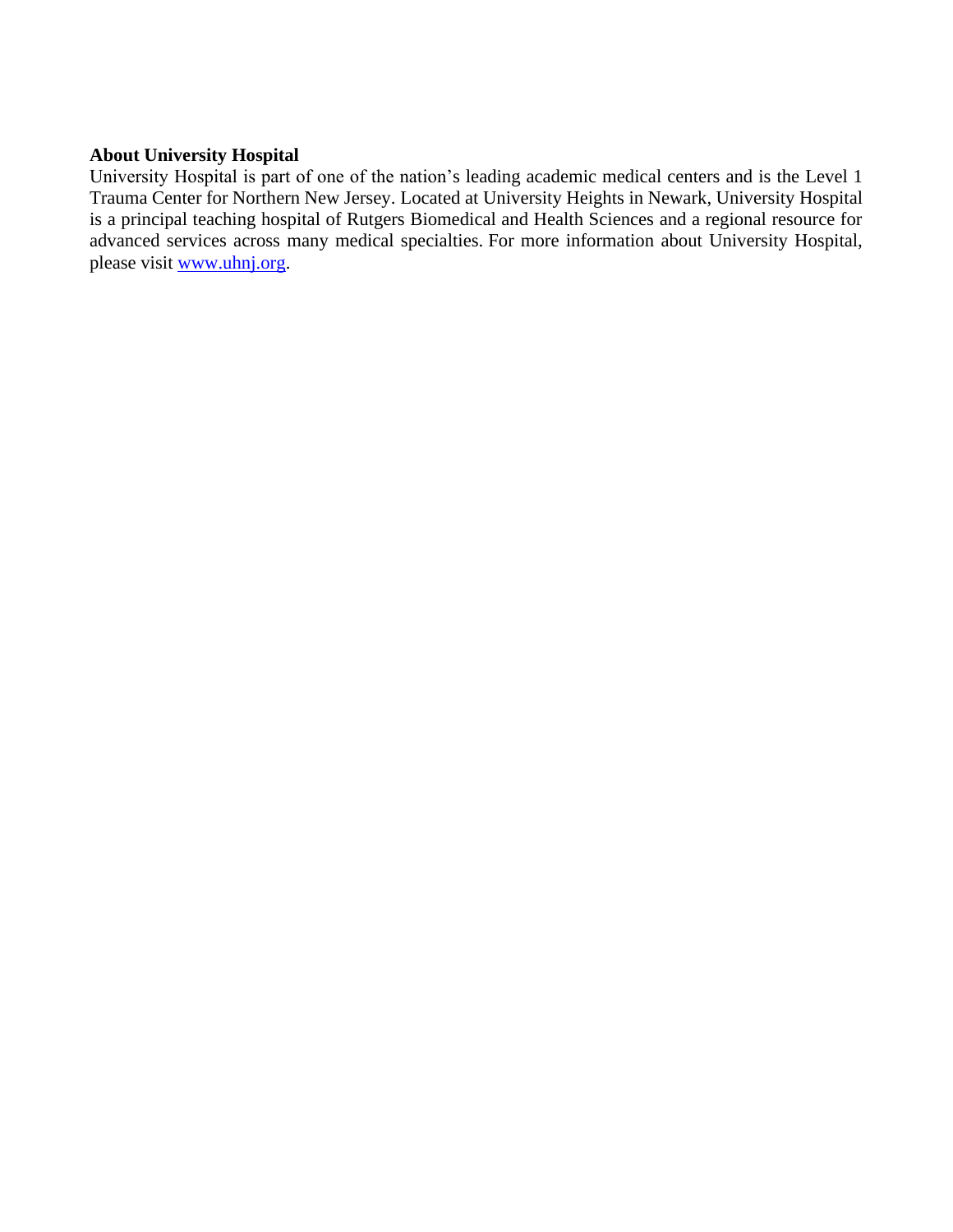**About University Hospital**

University Hospital is part of one of the nation's leading academic medical centers and is the Level 1 Trauma Center for Northern New Jersey. Located at University Heights in Newark, University Hospital is a principal teaching hospital of Rutgers Biomedical and Health Sciences and a regional resource for advanced services across many medical specialties. For more information about University Hospital, please visit [www.uhnj.org](http://www.uhnj.org).